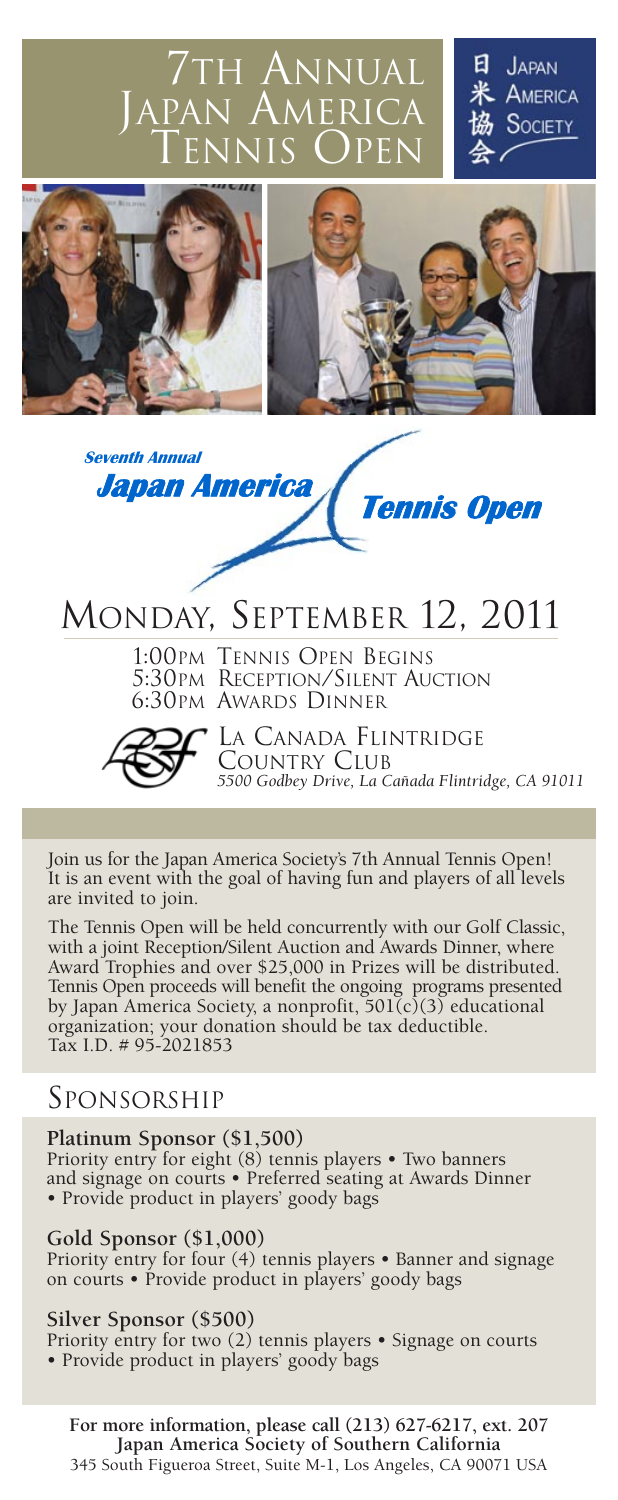# 7th Annual Japan America Tennis Open

日米協会 Japan America Society

*Seventh Annual* ***Japan America Tennis Open***

## Monday, September 12, 2011

1:00pm Tennis Open Begins
5:30pm Reception/Silent Auction
6:30pm Awards Dinner

La Canada Flintridge Country Club
*5500 Godbey Drive, La Cañada Flintridge, CA 91011*

Join us for the Japan America Society's 7th Annual Tennis Open! It is an event with the goal of having fun and players of all levels are invited to join.

The Tennis Open will be held concurrently with our Golf Classic, with a joint Reception/Silent Auction and Awards Dinner, where Award Trophies and over $25,000 in Prizes will be distributed. Tennis Open proceeds will benefit the ongoing programs presented by Japan America Society, a nonprofit, 501(c)(3) educational organization; your donation should be tax deductible. Tax I.D. # 95-2021853

## Sponsorship

**Platinum Sponsor ($1,500)**
Priority entry for eight (8) tennis players • Two banners and signage on courts • Preferred seating at Awards Dinner • Provide product in players' goody bags

**Gold Sponsor ($1,000)**
Priority entry for four (4) tennis players • Banner and signage on courts • Provide product in players' goody bags

**Silver Sponsor ($500)**
Priority entry for two (2) tennis players • Signage on courts • Provide product in players' goody bags

**For more information, please call (213) 627-6217, ext. 207**
**Japan America Society of Southern California**
345 South Figueroa Street, Suite M-1, Los Angeles, CA 90071 USA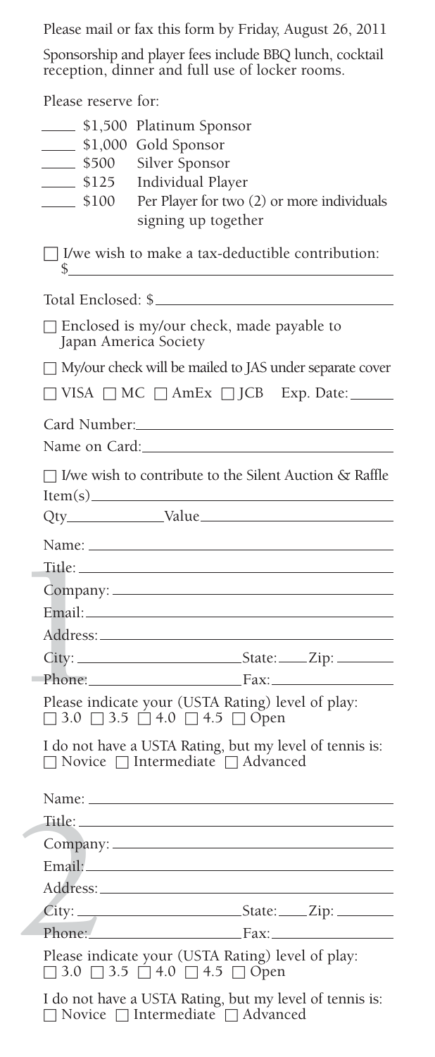Please mail or fax this form by Friday, August 26, 2011

Sponsorship and player fees include BBQ lunch, cocktail reception, dinner and full use of locker rooms.

Please reserve for:

_____ \$1,500 Platinum Sponsor
_____ \$1,000 Gold Sponsor
_____ \$500 Silver Sponsor
_____ \$125 Individual Player
_____ \$100 Per Player for two (2) or more individuals signing up together

☐ I/we wish to make a tax-deductible contribution: \$______________________

Total Enclosed: \$______________________

☐ Enclosed is my/our check, made payable to Japan America Society

☐ My/our check will be mailed to JAS under separate cover

☐ VISA ☐ MC ☐ AmEx ☐ JCB Exp. Date: ______

Card Number: ______________________

Name on Card: ______________________

☐ I/we wish to contribute to the Silent Auction & Raffle Item(s) ______________________

Qty __________ Value ______________________

1

Name: ______________________

Title: ______________________

Company: ______________________

Email: ______________________

Address: ______________________

City: ______________ State: ____ Zip: ________

Phone: ______________ Fax: ______________

Please indicate your (USTA Rating) level of play:
☐ 3.0 ☐ 3.5 ☐ 4.0 ☐ 4.5 ☐ Open

I do not have a USTA Rating, but my level of tennis is:
☐ Novice ☐ Intermediate ☐ Advanced

2

Name: ______________________

Title: ______________________

Company: ______________________

Email: ______________________

Address: ______________________

City: ______________ State: ____ Zip: ________

Phone: ______________ Fax: ______________

Please indicate your (USTA Rating) level of play:
☐ 3.0 ☐ 3.5 ☐ 4.0 ☐ 4.5 ☐ Open

I do not have a USTA Rating, but my level of tennis is:
☐ Novice ☐ Intermediate ☐ Advanced